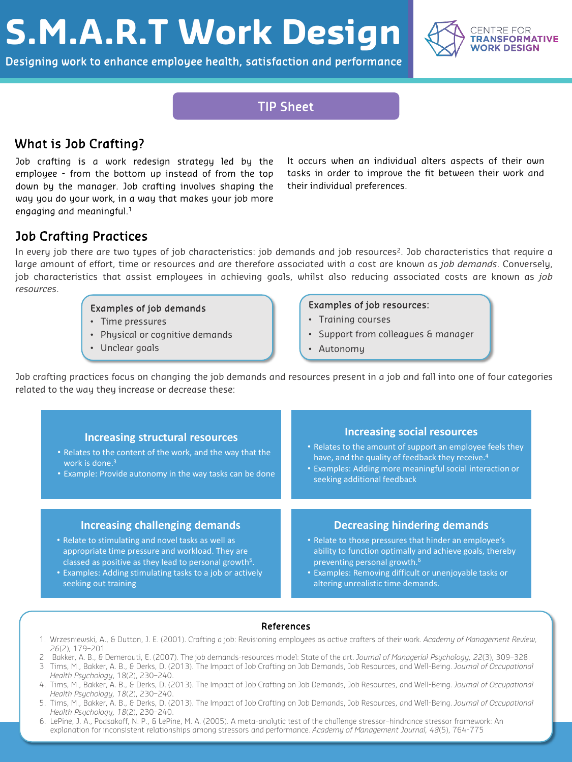# S.M.A.R.T Work Design

Designing work to enhance employee health, satisfaction and performance

CENTRE FOR TRANSFORMATIVE WORK DESIGN

TIP Sheet

## What is Job Crafting?

Job crafting is a work redesign strategy led by the employee - from the bottom up instead of from the top down by the manager. Job crafting involves shaping the way you do your work, in a way that makes your job more engaging and meaningful.[1]

It occurs when an individual alters aspects of their own tasks in order to improve the fit between their work and their individual preferences.

## Job Crafting Practices

In every job there are two types of job characteristics: job demands and job resources[2]. Job characteristics that require a large amount of effort, time or resources and are therefore associated with a cost are known as *job demands*. Conversely, job characteristics that assist employees in achieving goals, whilst also reducing associated costs are known as *job resources*.

**Examples of job demands**

- Time pressures
- Physical or cognitive demands
- Unclear goals

**Examples of job resources:**

- Training courses
- Support from colleagues & manager
- Autonomy

Job crafting practices focus on changing the job demands and resources present in a job and fall into one of four categories related to the way they increase or decrease these:

### Increasing structural resources

- Relates to the content of the work, and the way that the work is done.[3]
- Example: Provide autonomy in the way tasks can be done

### Increasing social resources

- Relates to the amount of support an employee feels they have, and the quality of feedback they receive.[4]
- Examples: Adding more meaningful social interaction or seeking additional feedback

### Increasing challenging demands

- Relate to stimulating and novel tasks as well as appropriate time pressure and workload. They are classed as positive as they lead to personal growth[5].
- Examples: Adding stimulating tasks to a job or actively seeking out training

### Decreasing hindering demands

- Relate to those pressures that hinder an employee's ability to function optimally and achieve goals, thereby preventing personal growth.[6]
- Examples: Removing difficult or unenjoyable tasks or altering unrealistic time demands.

### References

1. Wrzesniewski, A., & Dutton, J. E. (2001). Crafting a job: Revisioning employees as active crafters of their work. *Academy of Management Review, 26*(2), 179–201.
2. Bakker, A. B., & Demerouti, E. (2007). The job demands-resources model: State of the art. *Journal of Managerial Psychology, 22*(3), 309–328.
3. Tims, M., Bakker, A. B., & Derks, D. (2013). The Impact of Job Crafting on Job Demands, Job Resources, and Well-Being. *Journal of Occupational Health Psychology*, 18(2), 230–240.
4. Tims, M., Bakker, A. B., & Derks, D. (2013). The Impact of Job Crafting on Job Demands, Job Resources, and Well-Being. *Journal of Occupational Health Psychology, 18*(2), 230–240.
5. Tims, M., Bakker, A. B., & Derks, D. (2013). The Impact of Job Crafting on Job Demands, Job Resources, and Well-Being. *Journal of Occupational Health Psychology, 18*(2), 230–240.
6. LePine, J. A., Podsakoff, N. P., & LePine, M. A. (2005). A meta-analytic test of the challenge stressor–hindrance stressor framework: An explanation for inconsistent relationships among stressors and performance. *Academy of Management Journal, 48*(5), 764-775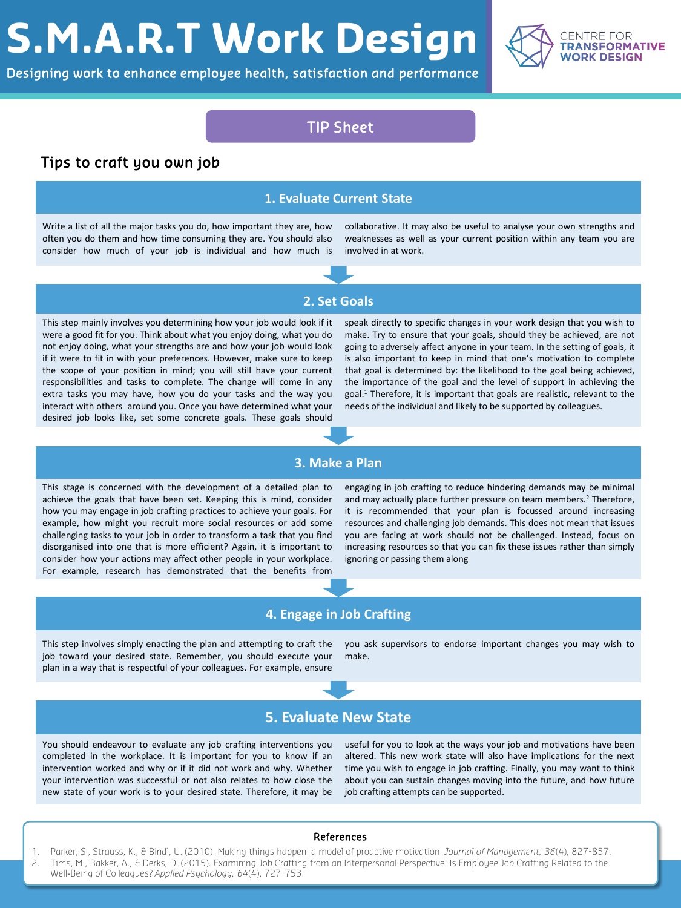# S.M.A.R.T Work Design

Designing work to enhance employee health, satisfaction and performance

CENTRE FOR TRANSFORMATIVE WORK DESIGN

## TIP Sheet

### Tips to craft you own job

### 1. Evaluate Current State

Write a list of all the major tasks you do, how important they are, how often you do them and how time consuming they are. You should also consider how much of your job is individual and how much is collaborative. It may also be useful to analyse your own strengths and weaknesses as well as your current position within any team you are involved in at work.

### 2. Set Goals

This step mainly involves you determining how your job would look if it were a good fit for you. Think about what you enjoy doing, what you do not enjoy doing, what your strengths are and how your job would look if it were to fit in with your preferences. However, make sure to keep the scope of your position in mind; you will still have your current responsibilities and tasks to complete. The change will come in any extra tasks you may have, how you do your tasks and the way you interact with others around you. Once you have determined what your desired job looks like, set some concrete goals. These goals should speak directly to specific changes in your work design that you wish to make. Try to ensure that your goals, should they be achieved, are not going to adversely affect anyone in your team. In the setting of goals, it is also important to keep in mind that one's motivation to complete that goal is determined by: the likelihood to the goal being achieved, the importance of the goal and the level of support in achieving the goal.[1] Therefore, it is important that goals are realistic, relevant to the needs of the individual and likely to be supported by colleagues.

### 3. Make a Plan

This stage is concerned with the development of a detailed plan to achieve the goals that have been set. Keeping this is mind, consider how you may engage in job crafting practices to achieve your goals. For example, how might you recruit more social resources or add some challenging tasks to your job in order to transform a task that you find disorganised into one that is more efficient? Again, it is important to consider how your actions may affect other people in your workplace. For example, research has demonstrated that the benefits from engaging in job crafting to reduce hindering demands may be minimal and may actually place further pressure on team members.[2] Therefore, it is recommended that your plan is focussed around increasing resources and challenging job demands. This does not mean that issues you are facing at work should not be challenged. Instead, focus on increasing resources so that you can fix these issues rather than simply ignoring or passing them along

### 4. Engage in Job Crafting

This step involves simply enacting the plan and attempting to craft the job toward your desired state. Remember, you should execute your plan in a way that is respectful of your colleagues. For example, ensure you ask supervisors to endorse important changes you may wish to make.

### 5. Evaluate New State

You should endeavour to evaluate any job crafting interventions you completed in the workplace. It is important for you to know if an intervention worked and why or if it did not work and why. Whether your intervention was successful or not also relates to how close the new state of your work is to your desired state. Therefore, it may be useful for you to look at the ways your job and motivations have been altered. This new work state will also have implications for the next time you wish to engage in job crafting. Finally, you may want to think about you can sustain changes moving into the future, and how future job crafting attempts can be supported.

#### References

1. Parker, S., Strauss, K., & Bindl, U. (2010). Making things happen: a model of proactive motivation. *Journal of Management, 36*(4), 827-857.
2. Tims, M., Bakker, A., & Derks, D. (2015). Examining Job Crafting from an Interpersonal Perspective: Is Employee Job Crafting Related to the Well-Being of Colleagues? *Applied Psychology, 64*(4), 727-753.